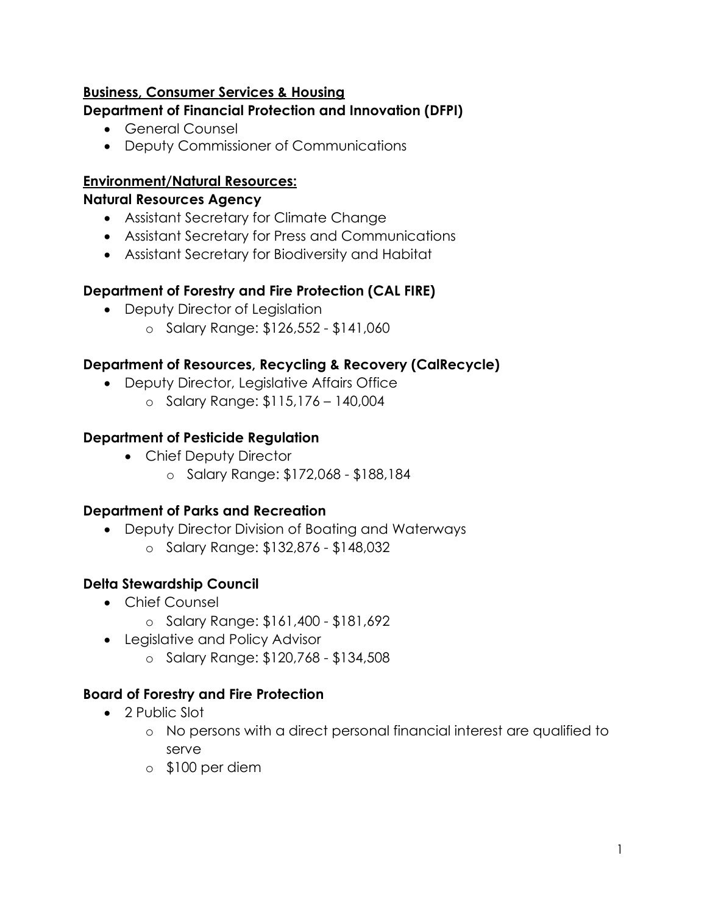**<u>Business, Consumer Services & Housing</u>**

**Department of Financial Protection and Innovation (DFPI)**

- General Counsel
- Deputy Commissioner of Communications

**<u>Environment/Natural Resources:</u>**

**Natural Resources Agency**

- Assistant Secretary for Climate Change
- Assistant Secretary for Press and Communications
- Assistant Secretary for Biodiversity and Habitat

**Department of Forestry and Fire Protection (CAL FIRE)**

- Deputy Director of Legislation
  - Salary Range: $126,552 - $141,060

**Department of Resources, Recycling & Recovery (CalRecycle)**

- Deputy Director, Legislative Affairs Office
  - Salary Range: $115,176 – 140,004

**Department of Pesticide Regulation**

- Chief Deputy Director
  - Salary Range: $172,068 - $188,184

**Department of Parks and Recreation**

- Deputy Director Division of Boating and Waterways
  - Salary Range: $132,876 - $148,032

**Delta Stewardship Council**

- Chief Counsel
  - Salary Range: $161,400 - $181,692
- Legislative and Policy Advisor
  - Salary Range: $120,768 - $134,508

**Board of Forestry and Fire Protection**

- 2 Public Slot
  - No persons with a direct personal financial interest are qualified to serve
  - $100 per diem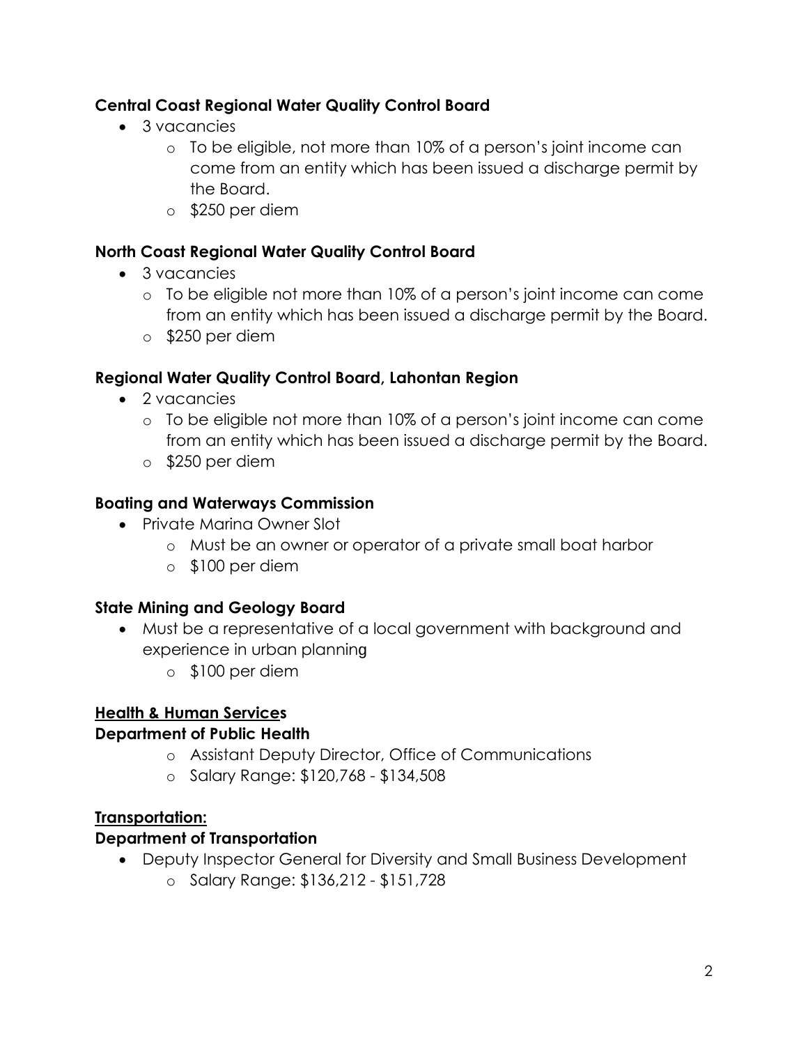**Central Coast Regional Water Quality Control Board**

- 3 vacancies
  - To be eligible, not more than 10% of a person's joint income can come from an entity which has been issued a discharge permit by the Board.
  - $250 per diem

**North Coast Regional Water Quality Control Board**

- 3 vacancies
  - To be eligible not more than 10% of a person's joint income can come from an entity which has been issued a discharge permit by the Board.
  - $250 per diem

**Regional Water Quality Control Board, Lahontan Region**

- 2 vacancies
  - To be eligible not more than 10% of a person's joint income can come from an entity which has been issued a discharge permit by the Board.
  - $250 per diem

**Boating and Waterways Commission**

- Private Marina Owner Slot
  - Must be an owner or operator of a private small boat harbor
  - $100 per diem

**State Mining and Geology Board**

- Must be a representative of a local government with background and experience in urban planning
  - $100 per diem

**<u>Health & Human Services</u>**

**Department of Public Health**

- Assistant Deputy Director, Office of Communications
- Salary Range: $120,768 - $134,508

**<u>Transportation:</u>**

**Department of Transportation**

- Deputy Inspector General for Diversity and Small Business Development
  - Salary Range: $136,212 - $151,728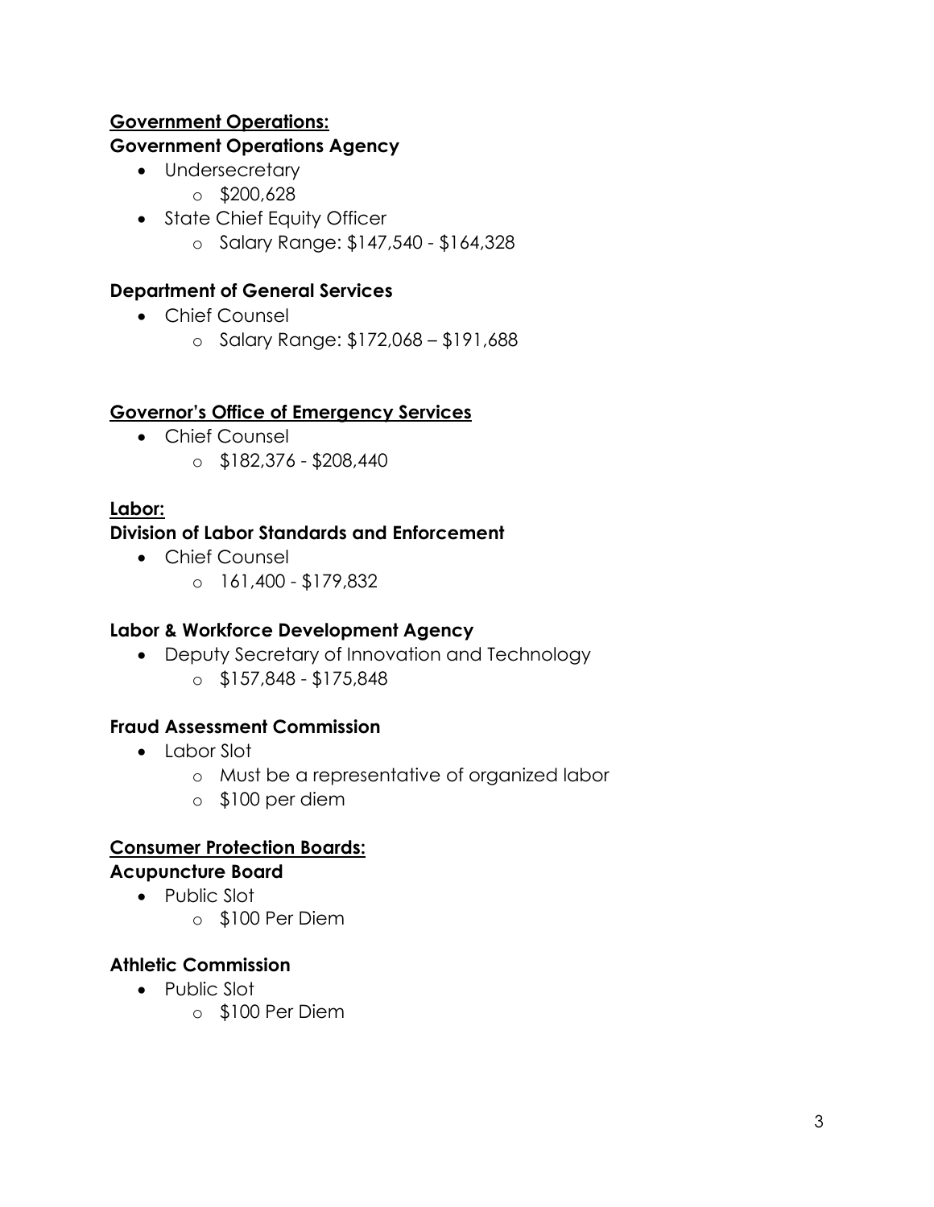## Government Operations:

### Government Operations Agency

- Undersecretary
  - $200,628
- State Chief Equity Officer
  - Salary Range: $147,540 - $164,328

### Department of General Services

- Chief Counsel
  - Salary Range: $172,068 – $191,688

## Governor's Office of Emergency Services

- Chief Counsel
  - $182,376 - $208,440

## Labor:

### Division of Labor Standards and Enforcement

- Chief Counsel
  - 161,400 - $179,832

### Labor & Workforce Development Agency

- Deputy Secretary of Innovation and Technology
  - $157,848 - $175,848

### Fraud Assessment Commission

- Labor Slot
  - Must be a representative of organized labor
  - $100 per diem

## Consumer Protection Boards:

### Acupuncture Board

- Public Slot
  - $100 Per Diem

### Athletic Commission

- Public Slot
  - $100 Per Diem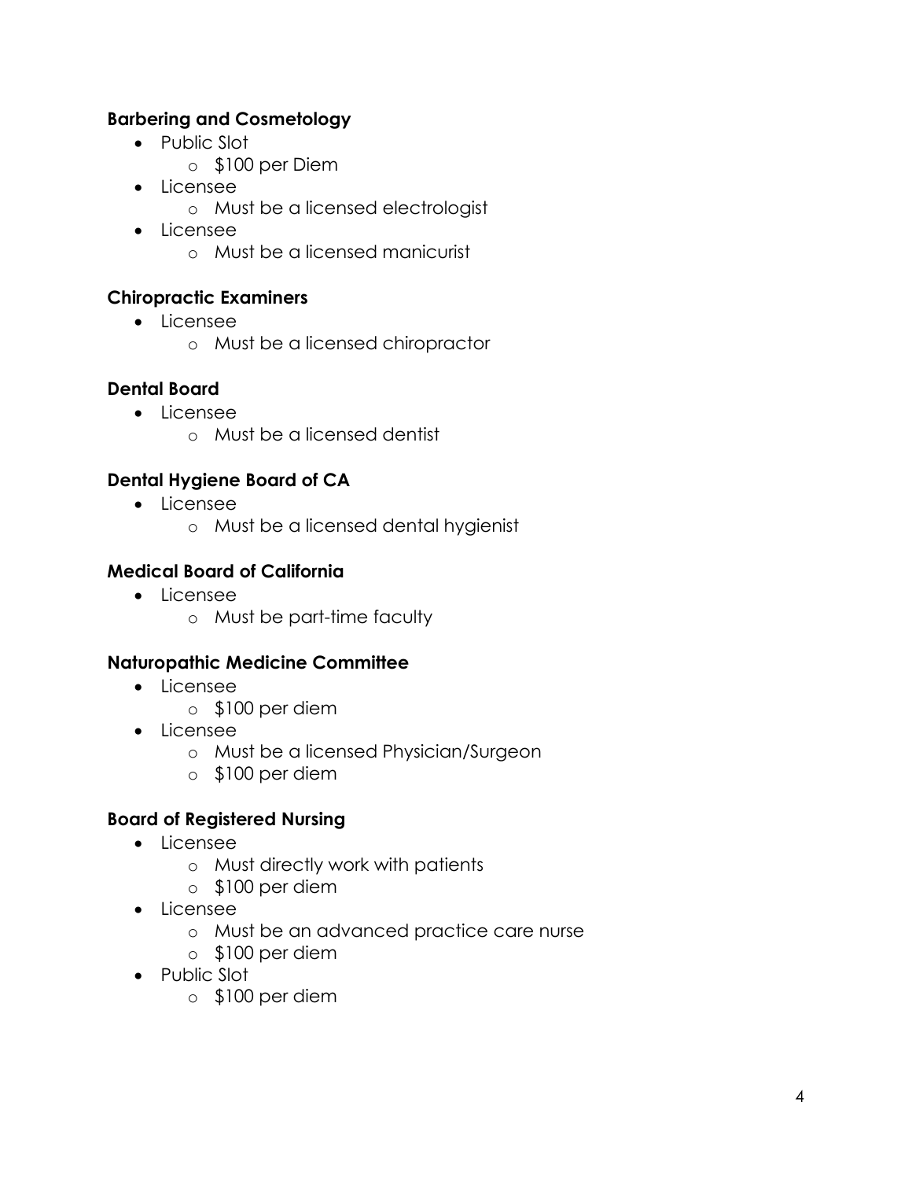**Barbering and Cosmetology**

- Public Slot
  - $100 per Diem
- Licensee
  - Must be a licensed electrologist
- Licensee
  - Must be a licensed manicurist

**Chiropractic Examiners**

- Licensee
  - Must be a licensed chiropractor

**Dental Board**

- Licensee
  - Must be a licensed dentist

**Dental Hygiene Board of CA**

- Licensee
  - Must be a licensed dental hygienist

**Medical Board of California**

- Licensee
  - Must be part-time faculty

**Naturopathic Medicine Committee**

- Licensee
  - $100 per diem
- Licensee
  - Must be a licensed Physician/Surgeon
  - $100 per diem

**Board of Registered Nursing**

- Licensee
  - Must directly work with patients
  - $100 per diem
- Licensee
  - Must be an advanced practice care nurse
  - $100 per diem
- Public Slot
  - $100 per diem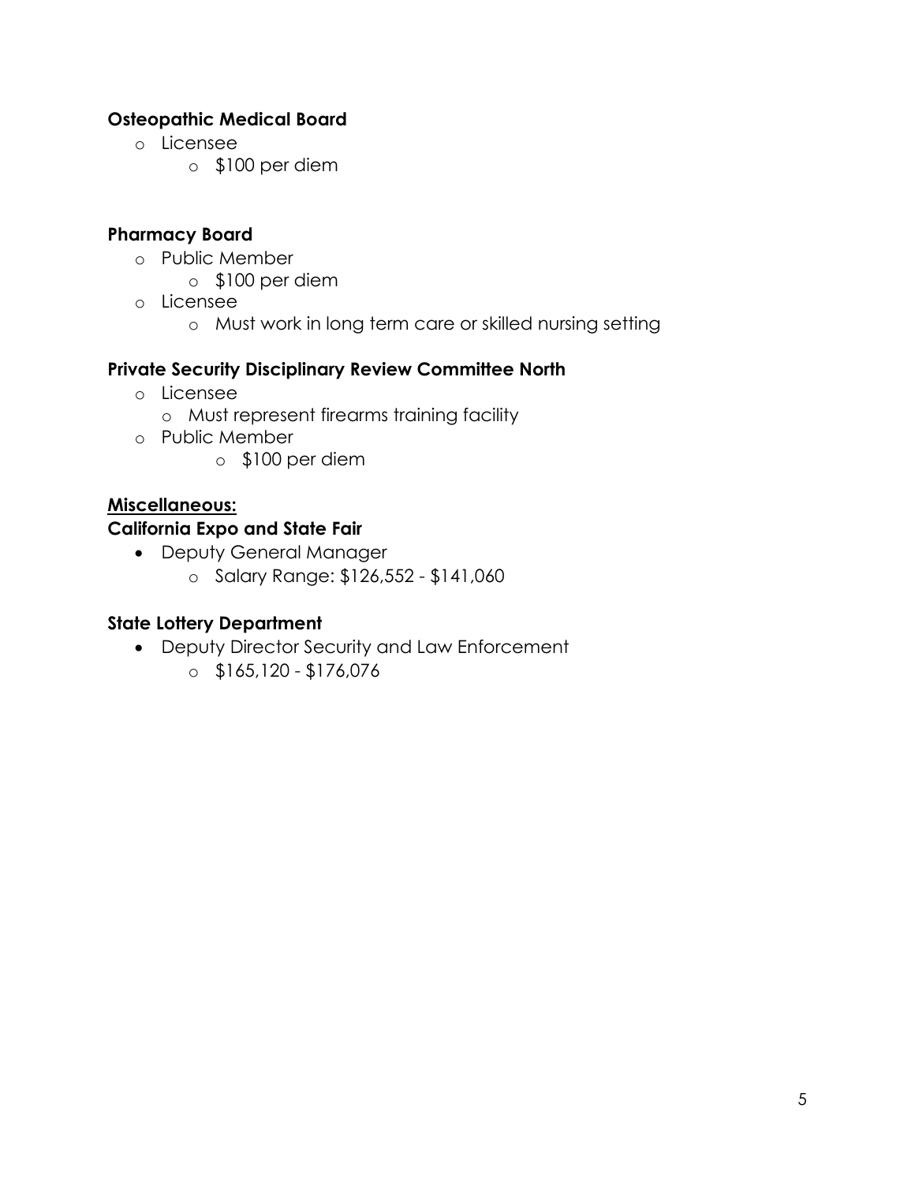**Osteopathic Medical Board**

- Licensee
  - $100 per diem

**Pharmacy Board**

- Public Member
  - $100 per diem
- Licensee
  - Must work in long term care or skilled nursing setting

**Private Security Disciplinary Review Committee North**

- Licensee
  - Must represent firearms training facility
- Public Member
  - $100 per diem

<u>**Miscellaneous:**</u>

**California Expo and State Fair**

- Deputy General Manager
  - Salary Range: $126,552 - $141,060

**State Lottery Department**

- Deputy Director Security and Law Enforcement
  - $165,120 - $176,076